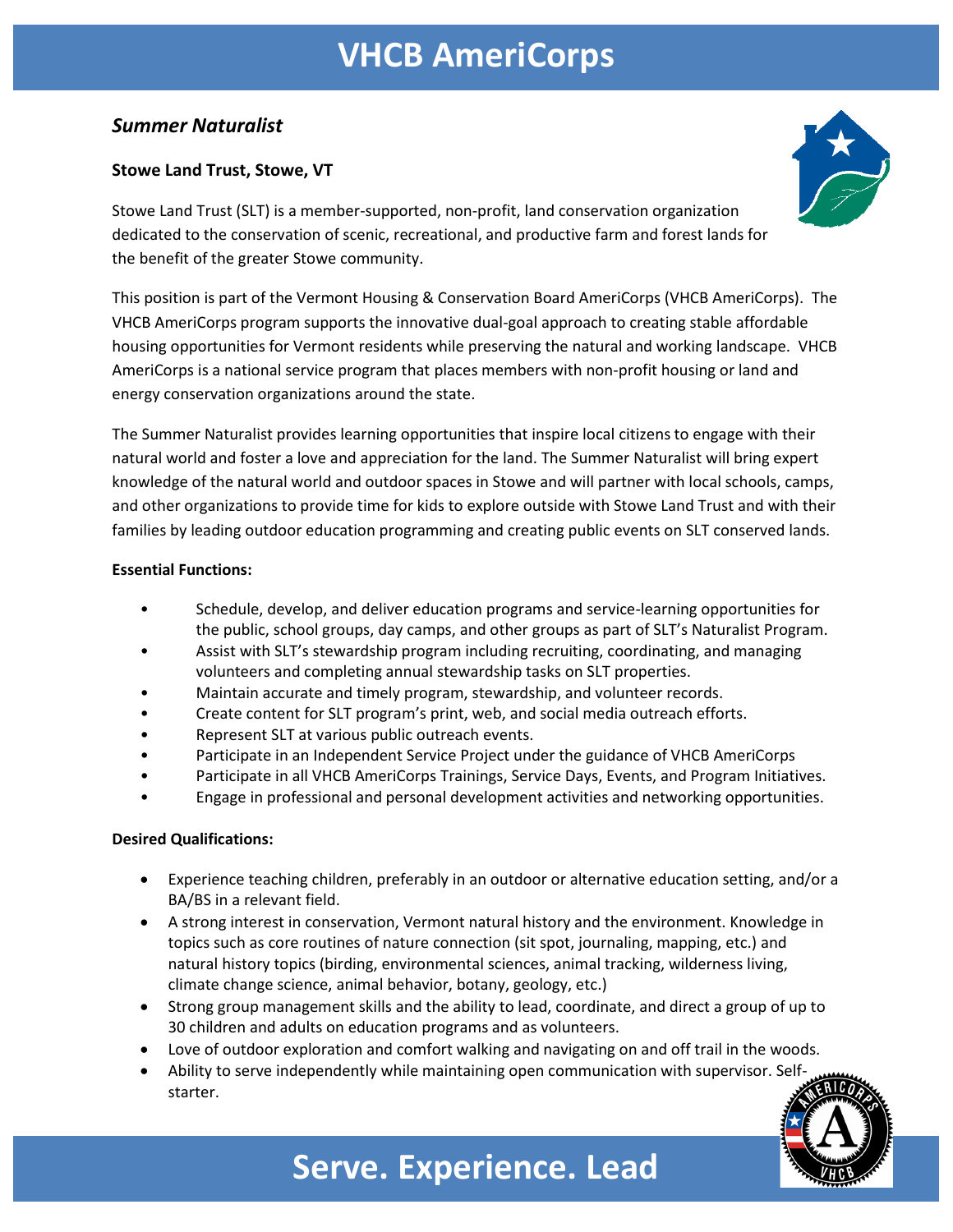# VHCB AmeriCorps

## *Summer Naturalist*

**Stowe Land Trust, Stowe, VT**

Stowe Land Trust (SLT) is a member-supported, non-profit, land conservation organization dedicated to the conservation of scenic, recreational, and productive farm and forest lands for the benefit of the greater Stowe community.

This position is part of the Vermont Housing & Conservation Board AmeriCorps (VHCB AmeriCorps). The VHCB AmeriCorps program supports the innovative dual-goal approach to creating stable affordable housing opportunities for Vermont residents while preserving the natural and working landscape. VHCB AmeriCorps is a national service program that places members with non-profit housing or land and energy conservation organizations around the state.

The Summer Naturalist provides learning opportunities that inspire local citizens to engage with their natural world and foster a love and appreciation for the land. The Summer Naturalist will bring expert knowledge of the natural world and outdoor spaces in Stowe and will partner with local schools, camps, and other organizations to provide time for kids to explore outside with Stowe Land Trust and with their families by leading outdoor education programming and creating public events on SLT conserved lands.

**Essential Functions:**

- Schedule, develop, and deliver education programs and service-learning opportunities for the public, school groups, day camps, and other groups as part of SLT's Naturalist Program.
- Assist with SLT's stewardship program including recruiting, coordinating, and managing volunteers and completing annual stewardship tasks on SLT properties.
- Maintain accurate and timely program, stewardship, and volunteer records.
- Create content for SLT program's print, web, and social media outreach efforts.
- Represent SLT at various public outreach events.
- Participate in an Independent Service Project under the guidance of VHCB AmeriCorps
- Participate in all VHCB AmeriCorps Trainings, Service Days, Events, and Program Initiatives.
- Engage in professional and personal development activities and networking opportunities.

**Desired Qualifications:**

- Experience teaching children, preferably in an outdoor or alternative education setting, and/or a BA/BS in a relevant field.
- A strong interest in conservation, Vermont natural history and the environment. Knowledge in topics such as core routines of nature connection (sit spot, journaling, mapping, etc.) and natural history topics (birding, environmental sciences, animal tracking, wilderness living, climate change science, animal behavior, botany, geology, etc.)
- Strong group management skills and the ability to lead, coordinate, and direct a group of up to 30 children and adults on education programs and as volunteers.
- Love of outdoor exploration and comfort walking and navigating on and off trail in the woods.
- Ability to serve independently while maintaining open communication with supervisor. Self-starter.

**Serve. Experience. Lead**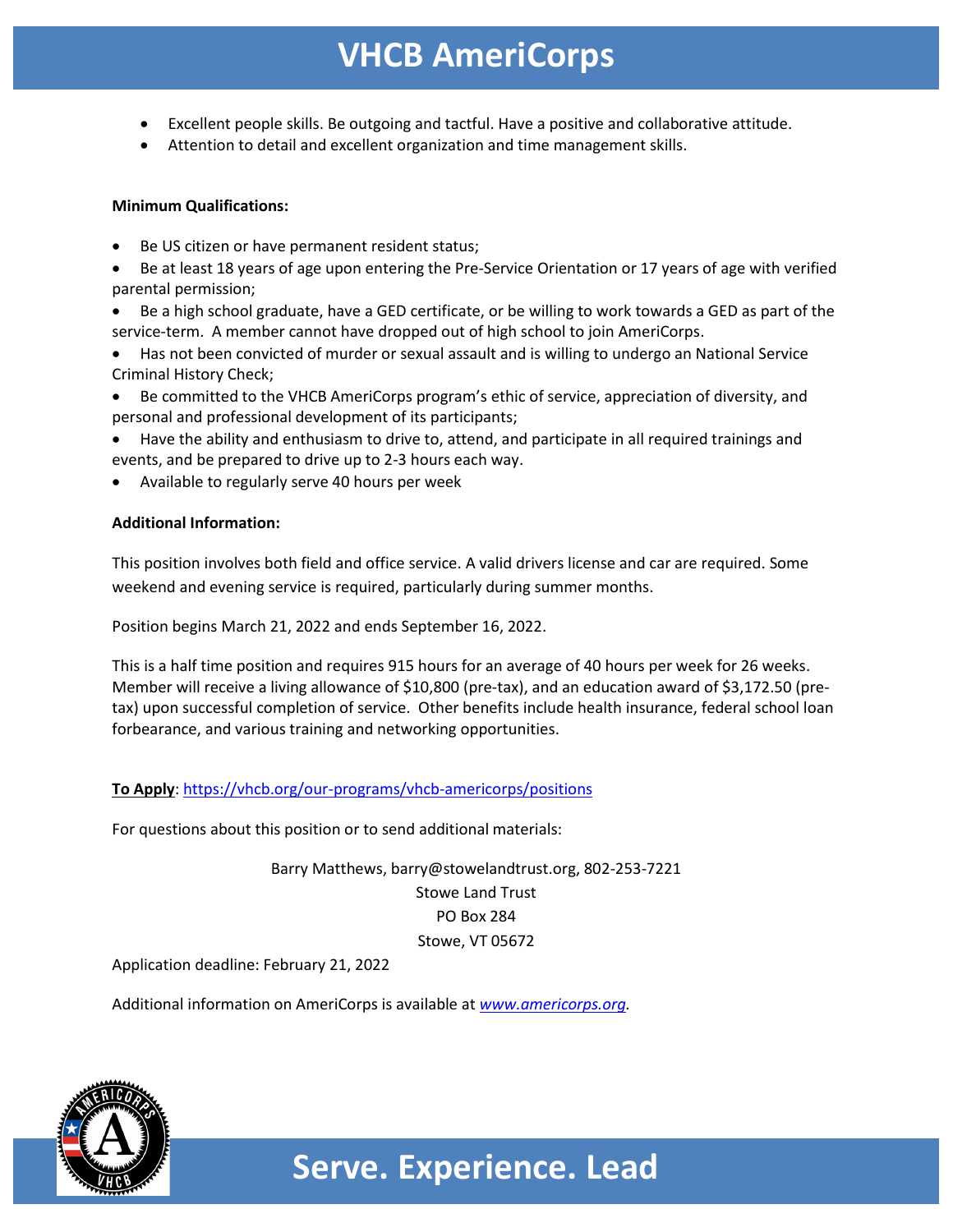- Excellent people skills. Be outgoing and tactful. Have a positive and collaborative attitude.
- Attention to detail and excellent organization and time management skills.

**Minimum Qualifications:**

- Be US citizen or have permanent resident status;
- Be at least 18 years of age upon entering the Pre-Service Orientation or 17 years of age with verified parental permission;
- Be a high school graduate, have a GED certificate, or be willing to work towards a GED as part of the service-term. A member cannot have dropped out of high school to join AmeriCorps.
- Has not been convicted of murder or sexual assault and is willing to undergo an National Service Criminal History Check;
- Be committed to the VHCB AmeriCorps program's ethic of service, appreciation of diversity, and personal and professional development of its participants;
- Have the ability and enthusiasm to drive to, attend, and participate in all required trainings and events, and be prepared to drive up to 2-3 hours each way.
- Available to regularly serve 40 hours per week

**Additional Information:**

This position involves both field and office service. A valid drivers license and car are required. Some weekend and evening service is required, particularly during summer months.

Position begins March 21, 2022 and ends September 16, 2022.

This is a half time position and requires 915 hours for an average of 40 hours per week for 26 weeks. Member will receive a living allowance of $10,800 (pre-tax), and an education award of $3,172.50 (pre-tax) upon successful completion of service. Other benefits include health insurance, federal school loan forbearance, and various training and networking opportunities.

**To Apply**: https://vhcb.org/our-programs/vhcb-americorps/positions

For questions about this position or to send additional materials:

Barry Matthews, barry@stowelandtrust.org, 802-253-7221
Stowe Land Trust
PO Box 284
Stowe, VT 05672

Application deadline: February 21, 2022

Additional information on AmeriCorps is available at *www.americorps.org*.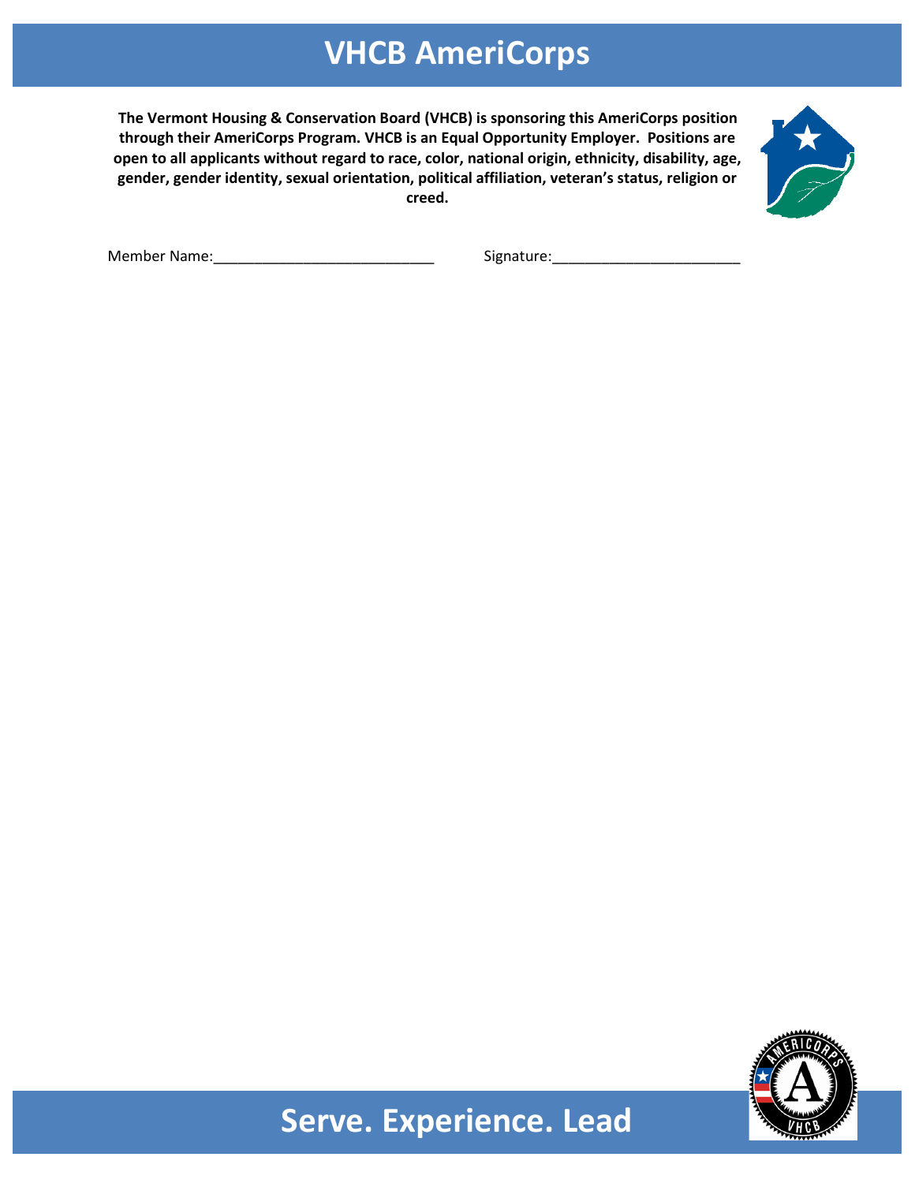# VHCB AmeriCorps

**The Vermont Housing & Conservation Board (VHCB) is sponsoring this AmeriCorps position through their AmeriCorps Program. VHCB is an Equal Opportunity Employer. Positions are open to all applicants without regard to race, color, national origin, ethnicity, disability, age, gender, gender identity, sexual orientation, political affiliation, veteran's status, religion or creed.**

Member Name:___________________________ Signature:_______________________

## Serve. Experience. Lead